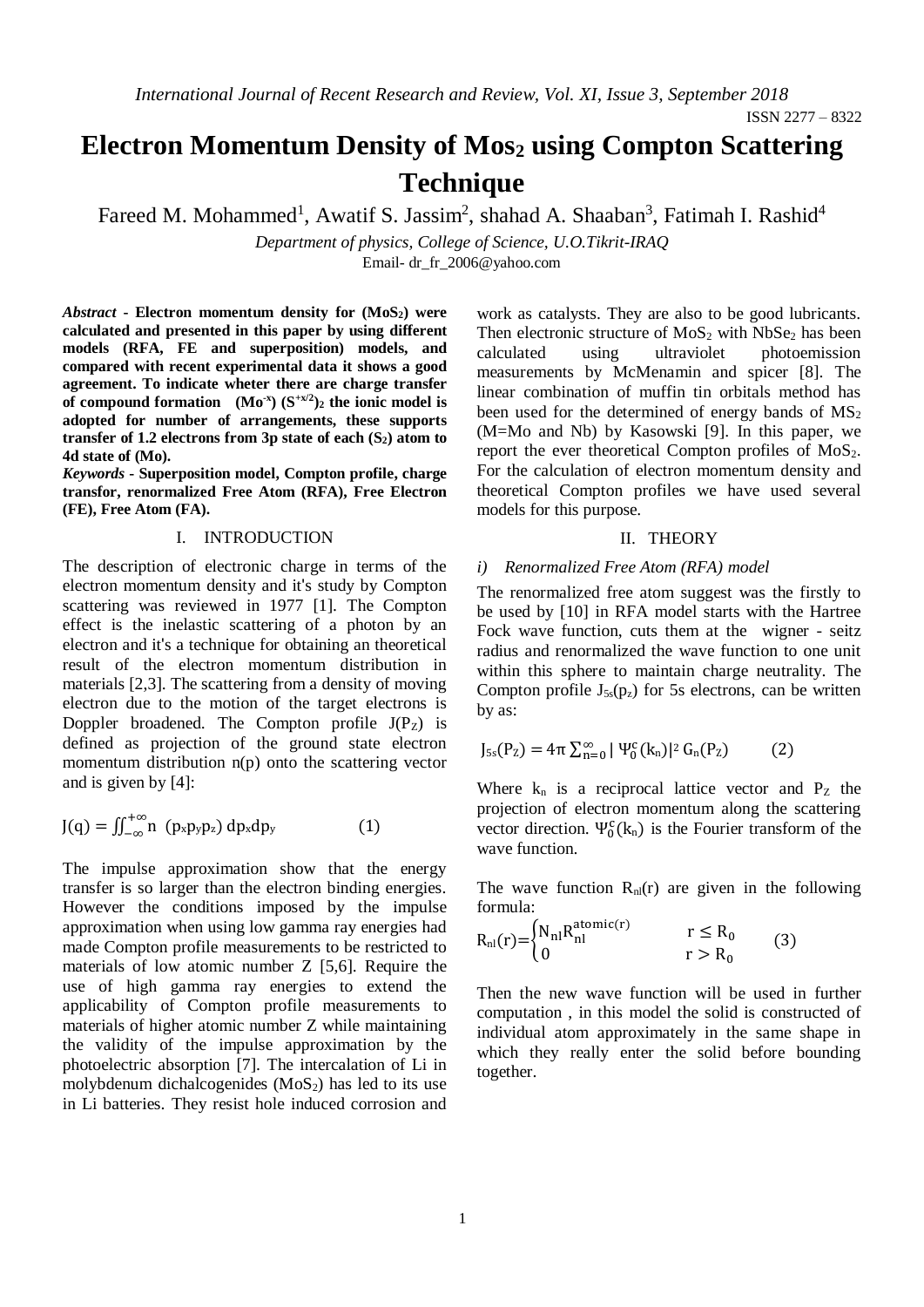# Electron Momentum Density of $MoS_2$ using Compton Scattering Technique

Fareed M. Mohammed[1], Awatif S. Jassim[2], shahad A. Shaaban[3], Fatimah I. Rashid[4]

*Department of physics, College of Science, U.O.Tikrit-IRAQ*

Email- dr_fr_2006@yahoo.com

***Abstract*** - **Electron momentum density for ($MoS_2$) were calculated and presented in this paper by using different models (RFA, FE and superposition) models, and compared with recent experimental data it shows a good agreement. To indicate wheter there are charge transfer of compound formation ($Mo^{-x}$) $(S^{+x/2})_2$ the ionic model is adopted for number of arrangements, these supports transfer of 1.2 electrons from 3p state of each ($S_2$) atom to 4d state of (Mo).**

***Keywords*** - **Superposition model, Compton profile, charge transfor, renormalized Free Atom (RFA), Free Electron (FE), Free Atom (FA).**

## I. INTRODUCTION

The description of electronic charge in terms of the electron momentum density and it's study by Compton scattering was reviewed in 1977 [1]. The Compton effect is the inelastic scattering of a photon by an electron and it's a technique for obtaining an theoretical result of the electron momentum distribution in materials [2,3]. The scattering from a density of moving electron due to the motion of the target electrons is Doppler broadened. The Compton profile $J(P_Z)$ is defined as projection of the ground state electron momentum distribution n(p) onto the scattering vector and is given by [4]:

$$J(q) = \iint_{-\infty}^{+\infty} n\ (p_x p_y p_z)\, dp_x dp_y \qquad (1)$$

The impulse approximation show that the energy transfer is so larger than the electron binding energies. However the conditions imposed by the impulse approximation when using low gamma ray energies had made Compton profile measurements to be restricted to materials of low atomic number Z [5,6]. Require the use of high gamma ray energies to extend the applicability of Compton profile measurements to materials of higher atomic number Z while maintaining the validity of the impulse approximation by the photoelectric absorption [7]. The intercalation of Li in molybdenum dichalcogenides ($MoS_2$) has led to its use in Li batteries. They resist hole induced corrosion and work as catalysts. They are also to be good lubricants. Then electronic structure of $MoS_2$ with $NbSe_2$ has been calculated using ultraviolet photoemission measurements by McMenamin and spicer [8]. The linear combination of muffin tin orbitals method has been used for the determined of energy bands of $MS_2$ (M=Mo and Nb) by Kasowski [9]. In this paper, we report the ever theoretical Compton profiles of $MoS_2$. For the calculation of electron momentum density and theoretical Compton profiles we have used several models for this purpose.

## II. THEORY

### *i) Renormalized Free Atom (RFA) model*

The renormalized free atom suggest was the firstly to be used by [10] in RFA model starts with the Hartree Fock wave function, cuts them at the wigner - seitz radius and renormalized the wave function to one unit within this sphere to maintain charge neutrality. The Compton profile $J_{5s}(p_z)$ for 5s electrons, can be written by as:

$$J_{5s}(P_Z) = 4\pi \sum_{n=0}^{\infty} |\ \Psi_0^c(k_n)|^2\, G_n(P_Z) \qquad (2)$$

Where $k_n$ is a reciprocal lattice vector and $P_Z$ the projection of electron momentum along the scattering vector direction. $\Psi_0^c(k_n)$ is the Fourier transform of the wave function.

The wave function $R_{nl}(r)$ are given in the following formula:

$$R_{nl}(r) = \begin{cases} N_{nl} R_{nl}^{atomic(r)} & r \le R_0 \\ 0 & r > R_0 \end{cases} \qquad (3)$$

Then the new wave function will be used in further computation , in this model the solid is constructed of individual atom approximately in the same shape in which they really enter the solid before bounding together.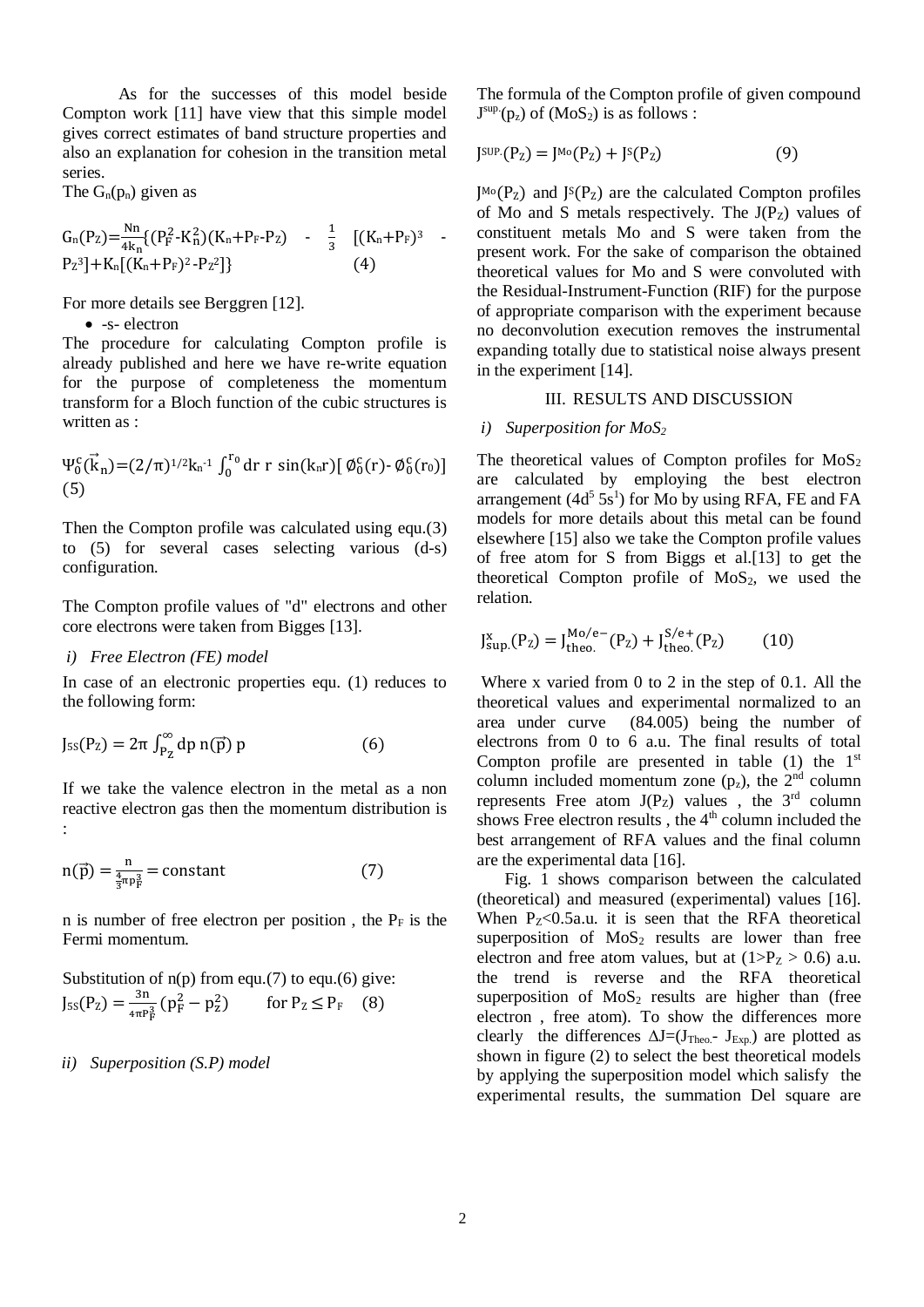As for the successes of this model beside Compton work [11] have view that this simple model gives correct estimates of band structure properties and also an explanation for cohesion in the transition metal series.

The $G_n(p_n)$ given as

$$G_n(P_Z)=\frac{Nn}{4k_n}\{(P_F^2-K_n^2)(K_n+P_F-P_Z) - \frac{1}{3}[(K_n+P_F)^3 - P_Z^3]+K_n[(K_n+P_F)^2-P_Z^2]\} \quad (4)$$

For more details see Berggren [12].

- -s- electron

The procedure for calculating Compton profile is already published and here we have re-write equation for the purpose of completeness the momentum transform for a Bloch function of the cubic structures is written as :

$$\Psi_0^c(\vec{k}_n)=(2/\pi)^{1/2}k_n^{-1}\int_0^{r_0} dr\ r\ \sin(k_n r)[\,\phi_0^c(r)-\phi_0^c(r_0)] \quad (5)$$

Then the Compton profile was calculated using equ.(3) to (5) for several cases selecting various (d-s) configuration.

The Compton profile values of "d" electrons and other core electrons were taken from Bigges [13].

*i) Free Electron (FE) model*

In case of an electronic properties equ. (1) reduces to the following form:

$$J_{5S}(P_Z) = 2\pi\int_{P_Z}^{\infty} dp\ n(\vec{p})\ p \quad (6)$$

If we take the valence electron in the metal as a non reactive electron gas then the momentum distribution is :

$$n(\vec{p}) = \frac{n}{\frac{4}{3}\pi p_F^3} = \text{constant} \quad (7)$$

n is number of free electron per position , the $P_F$ is the Fermi momentum.

Substitution of n(p) from equ.(7) to equ.(6) give:

$$J_{5S}(P_Z) = \frac{3n}{4\pi P_F^3}(p_F^2 - p_Z^2) \qquad \text{for } P_Z \leq P_F \quad (8)$$

*ii) Superposition (S.P) model*

The formula of the Compton profile of given compound $J^{sup.}(p_z)$ of ($MoS_2$) is as follows :

$$J^{SUP.}(P_Z) = J^{Mo}(P_Z) + J^{S}(P_Z) \quad (9)$$

$J^{Mo}(P_Z)$ and $J^{S}(P_Z)$ are the calculated Compton profiles of Mo and S metals respectively. The $J(P_Z)$ values of constituent metals Mo and S were taken from the present work. For the sake of comparison the obtained theoretical values for Mo and S were convoluted with the Residual-Instrument-Function (RIF) for the purpose of appropriate comparison with the experiment because no deconvolution execution removes the instrumental expanding totally due to statistical noise always present in the experiment [14].

## III. RESULTS AND DISCUSSION

*i) Superposition for $MoS_2$*

The theoretical values of Compton profiles for $MoS_2$ are calculated by employing the best electron arrangement ($4d^5\,5s^1$) for Mo by using RFA, FE and FA models for more details about this metal can be found elsewhere [15] also we take the Compton profile values of free atom for S from Biggs et al.[13] to get the theoretical Compton profile of $MoS_2$, we used the relation.

$$J_{sup.}^{x}(P_Z) = J_{theo.}^{Mo/e-}(P_Z) + J_{theo.}^{S/e+}(P_Z) \quad (10)$$

Where x varied from 0 to 2 in the step of 0.1. All the theoretical values and experimental normalized to an area under curve (84.005) being the number of electrons from 0 to 6 a.u. The final results of total Compton profile are presented in table (1) the 1st column included momentum zone ($p_z$), the 2nd column represents Free atom $J(P_Z)$ values , the 3rd column shows Free electron results , the 4th column included the best arrangement of RFA values and the final column are the experimental data [16].

Fig. 1 shows comparison between the calculated (theoretical) and measured (experimental) values [16]. When $P_Z$<0.5a.u. it is seen that the RFA theoretical superposition of $MoS_2$ results are lower than free electron and free atom values, but at ($1>P_Z > 0.6$) a.u. the trend is reverse and the RFA theoretical superposition of $MoS_2$ results are higher than (free electron , free atom). To show the differences more clearly the differences $\Delta J=(J_{Theo.}- J_{Exp.})$ are plotted as shown in figure (2) to select the best theoretical models by applying the superposition model which salisfy the experimental results, the summation Del square are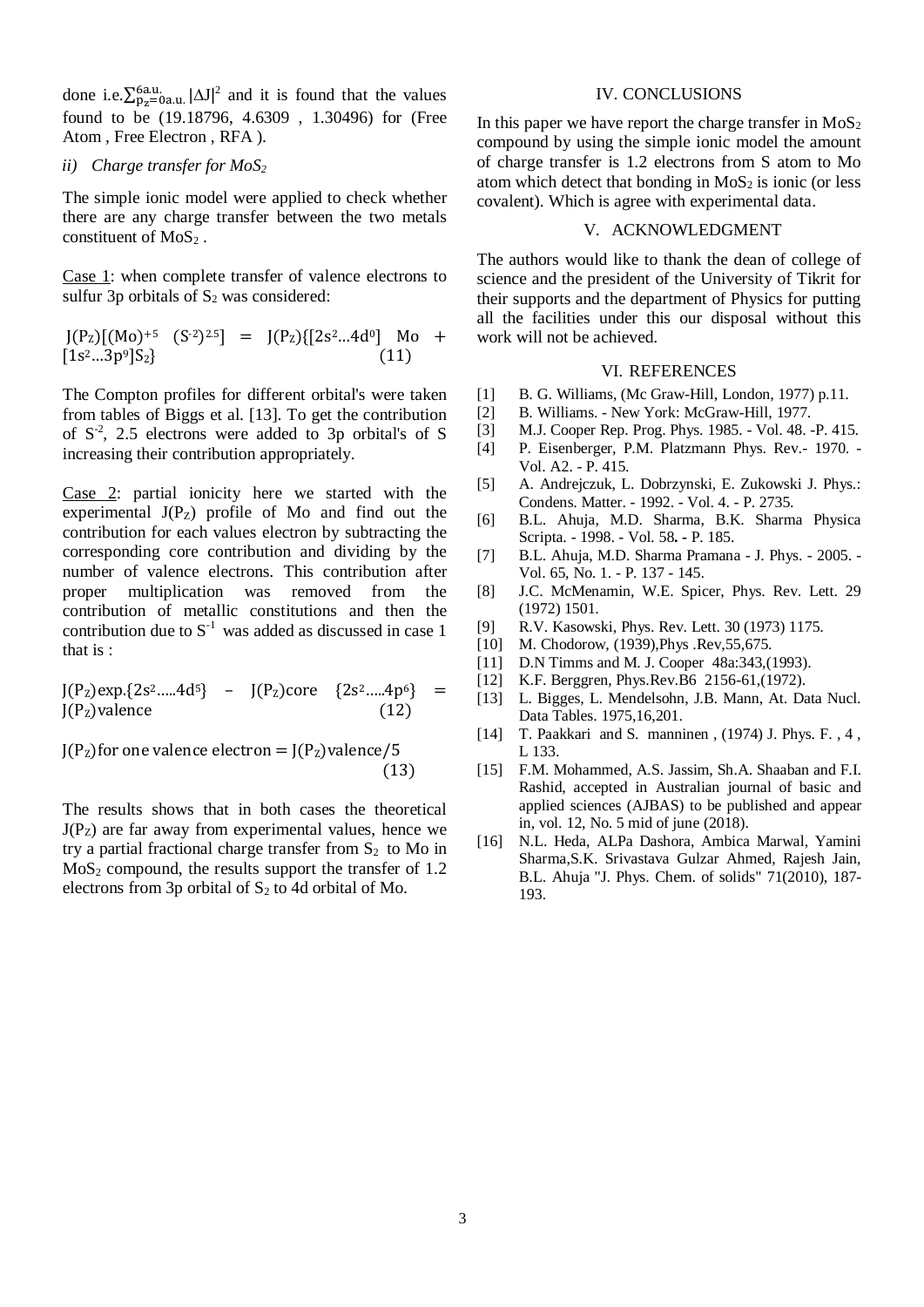done i.e. $\sum_{p_z=0a.u.}^{6a.u.} |\Delta J|^2$ and it is found that the values found to be (19.18796, 4.6309 , 1.30496) for (Free Atom , Free Electron , RFA ).

*ii) Charge transfer for $MoS_2$*

The simple ionic model were applied to check whether there are any charge transfer between the two metals constituent of $MoS_2$ .

Case 1: when complete transfer of valence electrons to sulfur 3p orbitals of $S_2$ was considered:

$$J(P_Z)[(Mo)^{+5} \quad (S^{-2})^{2.5}] \;=\; J(P_Z)\{[2s^2 ... 4d^0] \;\; Mo \;+\; [1s^2 ... 3p^9] S_2\} \qquad (11)$$

The Compton profiles for different orbital's were taken from tables of Biggs et al. [13]. To get the contribution of $S^{-2}$, 2.5 electrons were added to 3p orbital's of S increasing their contribution appropriately.

Case 2: partial ionicity here we started with the experimental $J(P_Z)$ profile of Mo and find out the contribution for each values electron by subtracting the corresponding core contribution and dividing by the number of valence electrons. This contribution after proper multiplication was removed from the contribution of metallic constitutions and then the contribution due to $S^{-1}$ was added as discussed in case 1 that is :

$$J(P_Z)\text{exp.}\{2s^2 ..... 4d^5\} \;-\; J(P_Z)\text{core} \;\; \{2s^2 ..... 4p^6\} \;=\; J(P_Z)\text{valence} \qquad (12)$$

$$J(P_Z)\text{for one valence electron} = J(P_Z)\text{valence}/5 \qquad (13)$$

The results shows that in both cases the theoretical $J(P_Z)$ are far away from experimental values, hence we try a partial fractional charge transfer from $S_2$ to Mo in $MoS_2$ compound, the results support the transfer of 1.2 electrons from 3p orbital of $S_2$ to 4d orbital of Mo.

## IV. CONCLUSIONS

In this paper we have report the charge transfer in $MoS_2$ compound by using the simple ionic model the amount of charge transfer is 1.2 electrons from S atom to Mo atom which detect that bonding in $MoS_2$ is ionic (or less covalent). Which is agree with experimental data.

## V. ACKNOWLEDGMENT

The authors would like to thank the dean of college of science and the president of the University of Tikrit for their supports and the department of Physics for putting all the facilities under this our disposal without this work will not be achieved.

## VI. REFERENCES

[1] B. G. Williams, (Mc Graw-Hill, London, 1977) p.11.

[2] B. Williams. - New York: McGraw-Hill, 1977.

[3] M.J. Cooper Rep. Prog. Phys. 1985. - Vol. 48. -P. 415.

[4] P. Eisenberger, P.M. Platzmann Phys. Rev.- 1970. - Vol. A2. - P. 415.

[5] A. Andrejczuk, L. Dobrzynski, E. Zukowski J. Phys.: Condens. Matter. - 1992. - Vol. 4. - P. 2735.

[6] B.L. Ahuja, M.D. Sharma, B.K. Sharma Physica Scripta. - 1998. - Vol. 58**.** - P. 185.

[7] B.L. Ahuja, M.D. Sharma Pramana - J. Phys. - 2005. - Vol. 65, No. 1. - P. 137 - 145.

[8] J.C. McMenamin, W.E. Spicer, Phys. Rev. Lett. 29 (1972) 1501.

[9] R.V. Kasowski, Phys. Rev. Lett. 30 (1973) 1175.

[10] M. Chodorow, (1939),Phys .Rev,55,675.

[11] D.N Timms and M. J. Cooper 48a:343,(1993).

[12] K.F. Berggren, Phys.Rev.B6 2156-61,(1972).

[13] L. Bigges, L. Mendelsohn, J.B. Mann, At. Data Nucl. Data Tables. 1975,16,201.

[14] T. Paakkari and S. manninen , (1974) J. Phys. F. , 4 , L 133.

[15] F.M. Mohammed, A.S. Jassim, Sh.A. Shaaban and F.I. Rashid, accepted in Australian journal of basic and applied sciences (AJBAS) to be published and appear in, vol. 12, No. 5 mid of june (2018).

[16] N.L. Heda, ALPa Dashora, Ambica Marwal, Yamini Sharma,S.K. Srivastava Gulzar Ahmed, Rajesh Jain, B.L. Ahuja "J. Phys. Chem. of solids" 71(2010), 187-193.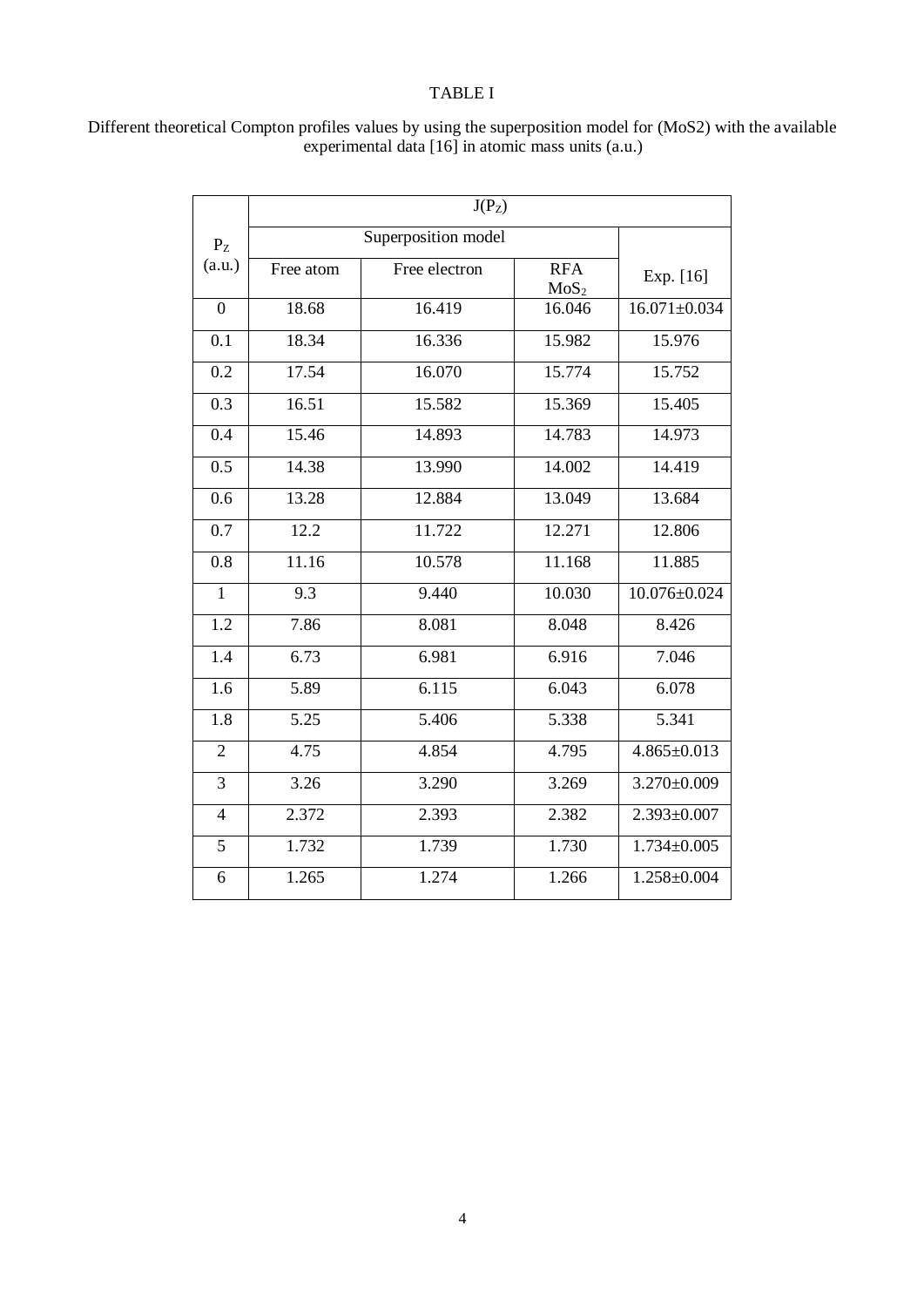TABLE I

Different theoretical Compton profiles values by using the superposition model for (MoS2) with the available experimental data [16] in atomic mass units (a.u.)

| $P_Z$ (a.u.) | $J(P_Z)$ | | | |
|---|---|---|---|---|
| | Superposition model | | | |
| | Free atom | Free electron | RFA $MoS_2$ | Exp. [16] |
| 0 | 18.68 | 16.419 | 16.046 | 16.071±0.034 |
| 0.1 | 18.34 | 16.336 | 15.982 | 15.976 |
| 0.2 | 17.54 | 16.070 | 15.774 | 15.752 |
| 0.3 | 16.51 | 15.582 | 15.369 | 15.405 |
| 0.4 | 15.46 | 14.893 | 14.783 | 14.973 |
| 0.5 | 14.38 | 13.990 | 14.002 | 14.419 |
| 0.6 | 13.28 | 12.884 | 13.049 | 13.684 |
| 0.7 | 12.2 | 11.722 | 12.271 | 12.806 |
| 0.8 | 11.16 | 10.578 | 11.168 | 11.885 |
| 1 | 9.3 | 9.440 | 10.030 | 10.076±0.024 |
| 1.2 | 7.86 | 8.081 | 8.048 | 8.426 |
| 1.4 | 6.73 | 6.981 | 6.916 | 7.046 |
| 1.6 | 5.89 | 6.115 | 6.043 | 6.078 |
| 1.8 | 5.25 | 5.406 | 5.338 | 5.341 |
| 2 | 4.75 | 4.854 | 4.795 | 4.865±0.013 |
| 3 | 3.26 | 3.290 | 3.269 | 3.270±0.009 |
| 4 | 2.372 | 2.393 | 2.382 | 2.393±0.007 |
| 5 | 1.732 | 1.739 | 1.730 | 1.734±0.005 |
| 6 | 1.265 | 1.274 | 1.266 | 1.258±0.004 |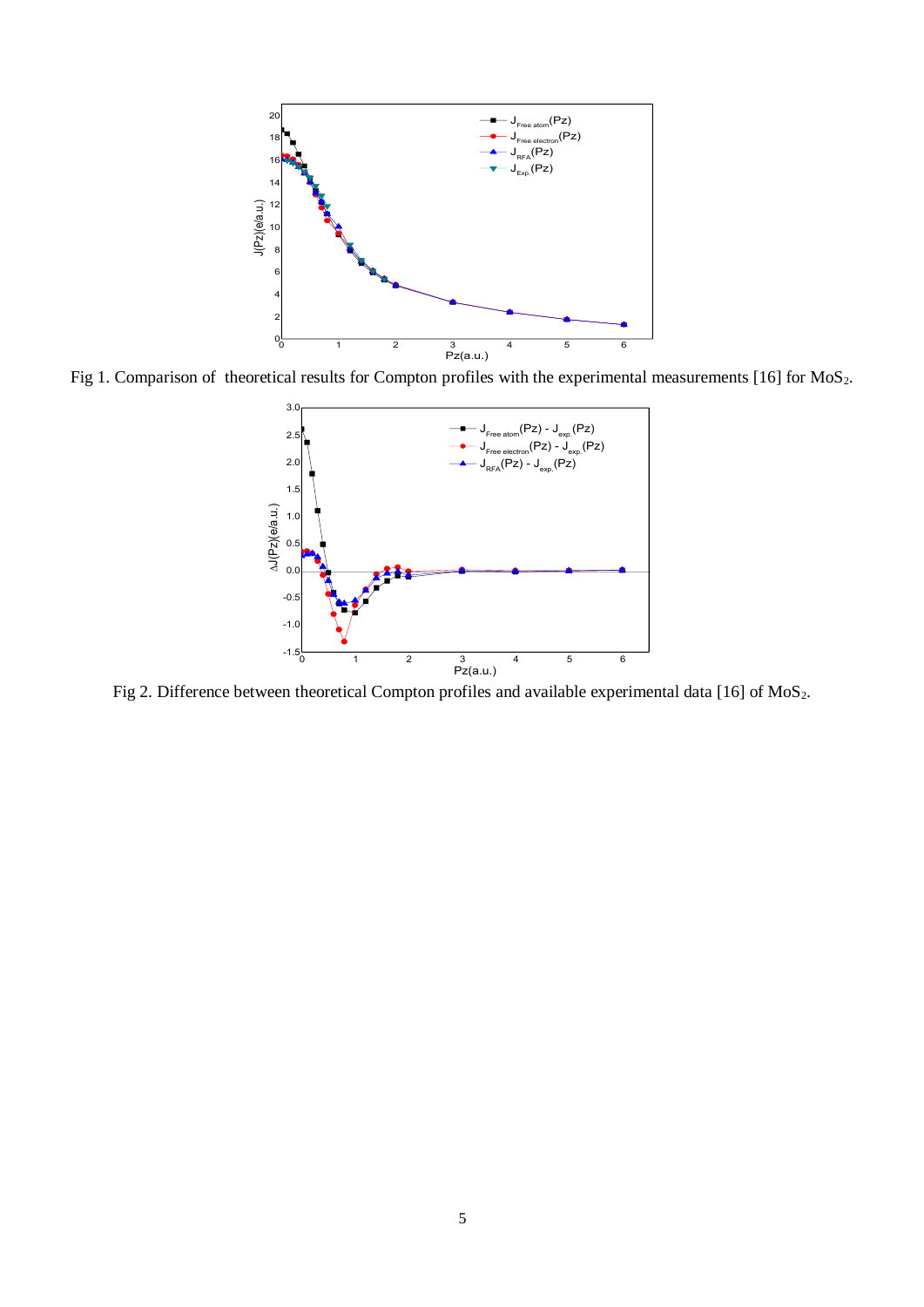J(Pz)(e/a.u.)

Pz(a.u.)

$J_{Free\ atom}(Pz)$

$J_{Free\ electron}(Pz)$

$J_{RFA}(Pz)$

$J_{Exp.}(Pz)$

0 1 2 3 4 5 6

0 2 4 6 8 10 12 14 16 18 20

Fig 1. Comparison of theoretical results for Compton profiles with the experimental measurements [16] for $MoS_2$.

ΔJ(Pz)(e/a.u.)

Pz(a.u.)

$J_{Free\ atom}(Pz) - J_{exp.}(Pz)$

$J_{Free\ electron}(Pz) - J_{exp.}(Pz)$

$J_{RFA}(Pz) - J_{exp.}(Pz)$

0 1 2 3 4 5 6

-1.5 -1.0 -0.5 0.0 0.5 1.0 1.5 2.0 2.5 3.0

Fig 2. Difference between theoretical Compton profiles and available experimental data [16] of $MoS_2$.